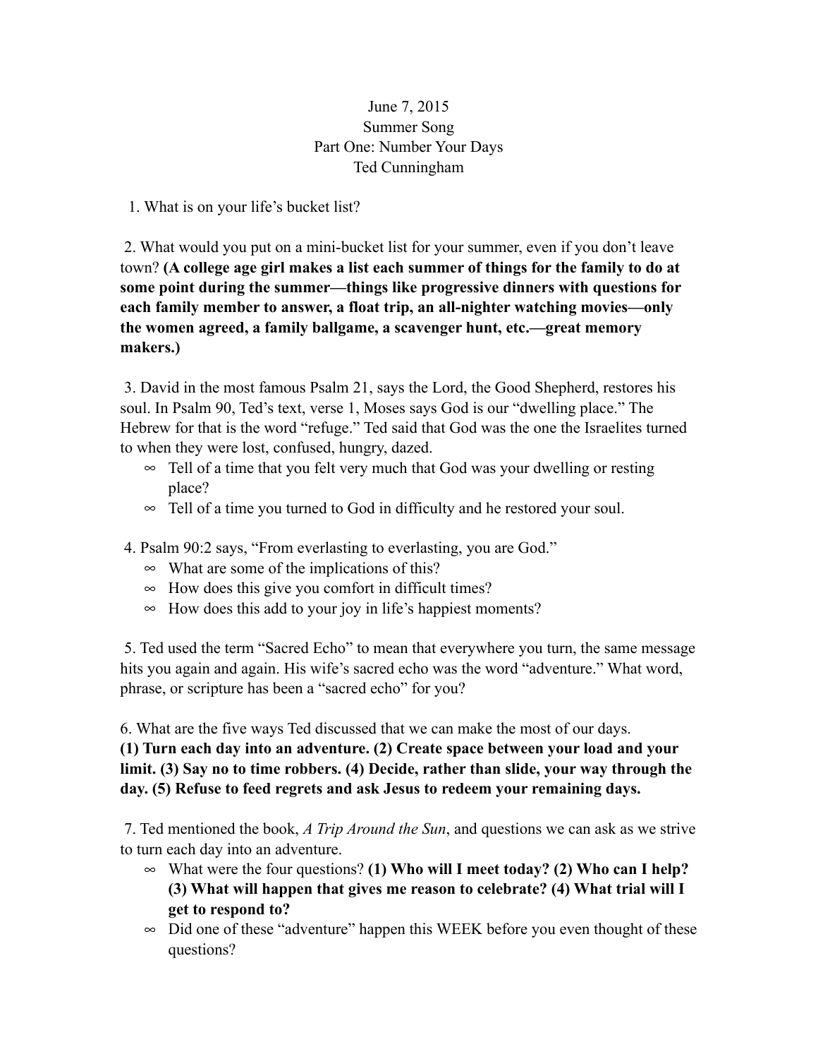June 7, 2015
Summer Song
Part One: Number Your Days
Ted Cunningham

1. What is on your life's bucket list?

2. What would you put on a mini-bucket list for your summer, even if you don't leave town? **(A college age girl makes a list each summer of things for the family to do at some point during the summer—things like progressive dinners with questions for each family member to answer, a float trip, an all-nighter watching movies—only the women agreed, a family ballgame, a scavenger hunt, etc.—great memory makers.)**

3. David in the most famous Psalm 21, says the Lord, the Good Shepherd, restores his soul. In Psalm 90, Ted's text, verse 1, Moses says God is our "dwelling place." The Hebrew for that is the word "refuge." Ted said that God was the one the Israelites turned to when they were lost, confused, hungry, dazed.

- Tell of a time that you felt very much that God was your dwelling or resting place?
- Tell of a time you turned to God in difficulty and he restored your soul.

4. Psalm 90:2 says, "From everlasting to everlasting, you are God."

- What are some of the implications of this?
- How does this give you comfort in difficult times?
- How does this add to your joy in life's happiest moments?

5. Ted used the term "Sacred Echo" to mean that everywhere you turn, the same message hits you again and again. His wife's sacred echo was the word "adventure." What word, phrase, or scripture has been a "sacred echo" for you?

6. What are the five ways Ted discussed that we can make the most of our days.
**(1) Turn each day into an adventure. (2) Create space between your load and your limit. (3) Say no to time robbers. (4) Decide, rather than slide, your way through the day. (5) Refuse to feed regrets and ask Jesus to redeem your remaining days.**

7. Ted mentioned the book, *A Trip Around the Sun*, and questions we can ask as we strive to turn each day into an adventure.

- What were the four questions? **(1) Who will I meet today? (2) Who can I help? (3) What will happen that gives me reason to celebrate? (4) What trial will I get to respond to?**
- Did one of these "adventure" happen this WEEK before you even thought of these questions?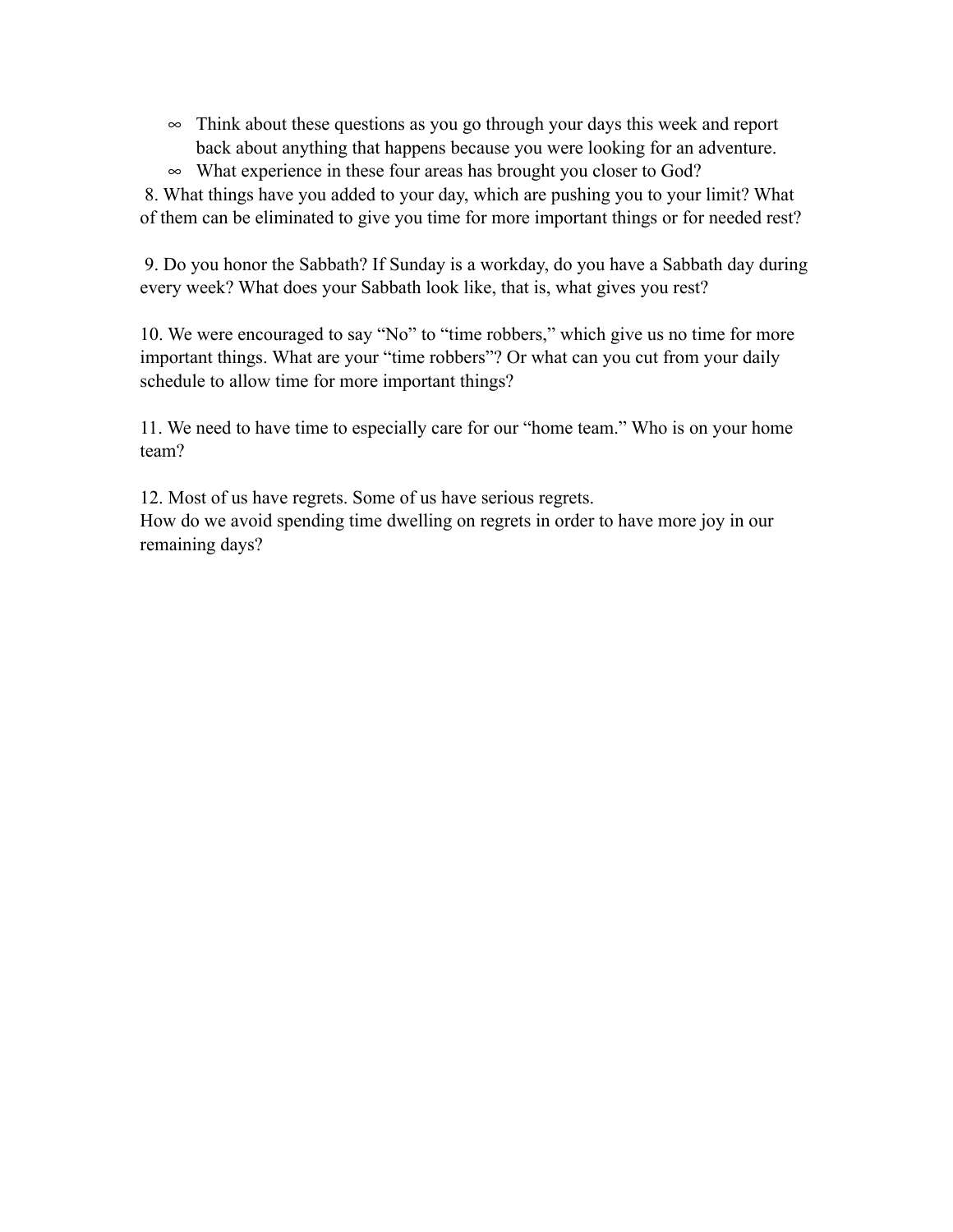- ∞ Think about these questions as you go through your days this week and report back about anything that happens because you were looking for an adventure.
- ∞ What experience in these four areas has brought you closer to God?

8. What things have you added to your day, which are pushing you to your limit? What of them can be eliminated to give you time for more important things or for needed rest?

9. Do you honor the Sabbath? If Sunday is a workday, do you have a Sabbath day during every week? What does your Sabbath look like, that is, what gives you rest?

10. We were encouraged to say "No" to "time robbers," which give us no time for more important things. What are your "time robbers"? Or what can you cut from your daily schedule to allow time for more important things?

11. We need to have time to especially care for our "home team." Who is on your home team?

12. Most of us have regrets. Some of us have serious regrets.
How do we avoid spending time dwelling on regrets in order to have more joy in our remaining days?